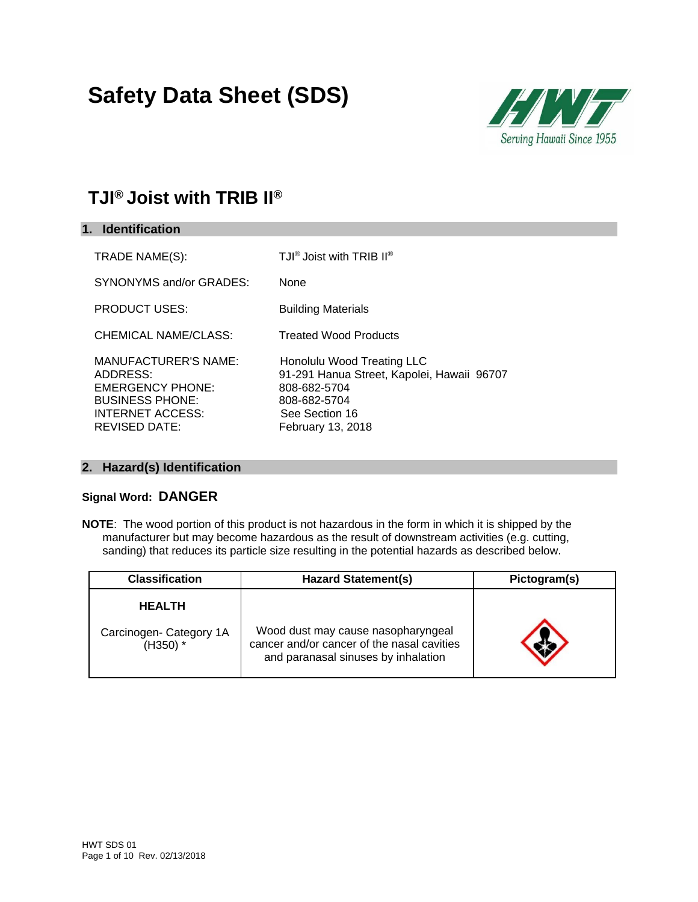# Safety Data Sheet (SDS)

## TJI® Joist with TRIB II®

### 1. Identification

TRADE NAME(S): TJI® Joist with TRIB II®

SYNONYMS and/or GRADES: None

PRODUCT USES: Building Materials

CHEMICAL NAME/CLASS: Treated Wood Products

MANUFACTURER'S NAME: Honolulu Wood Treating LLC
ADDRESS: 91-291 Hanua Street, Kapolei, Hawaii 96707
EMERGENCY PHONE: 808-682-5704
BUSINESS PHONE: 808-682-5704
INTERNET ACCESS: See Section 16
REVISED DATE: February 13, 2018

### 2. Hazard(s) Identification

**Signal Word: DANGER**

**NOTE**: The wood portion of this product is not hazardous in the form in which it is shipped by the manufacturer but may become hazardous as the result of downstream activities (e.g. cutting, sanding) that reduces its particle size resulting in the potential hazards as described below.

| Classification | Hazard Statement(s) | Pictogram(s) |
| --- | --- | --- |
| **HEALTH**<br>Carcinogen- Category 1A (H350) * | Wood dust may cause nasopharyngeal cancer and/or cancer of the nasal cavities and paranasal sinuses by inhalation | |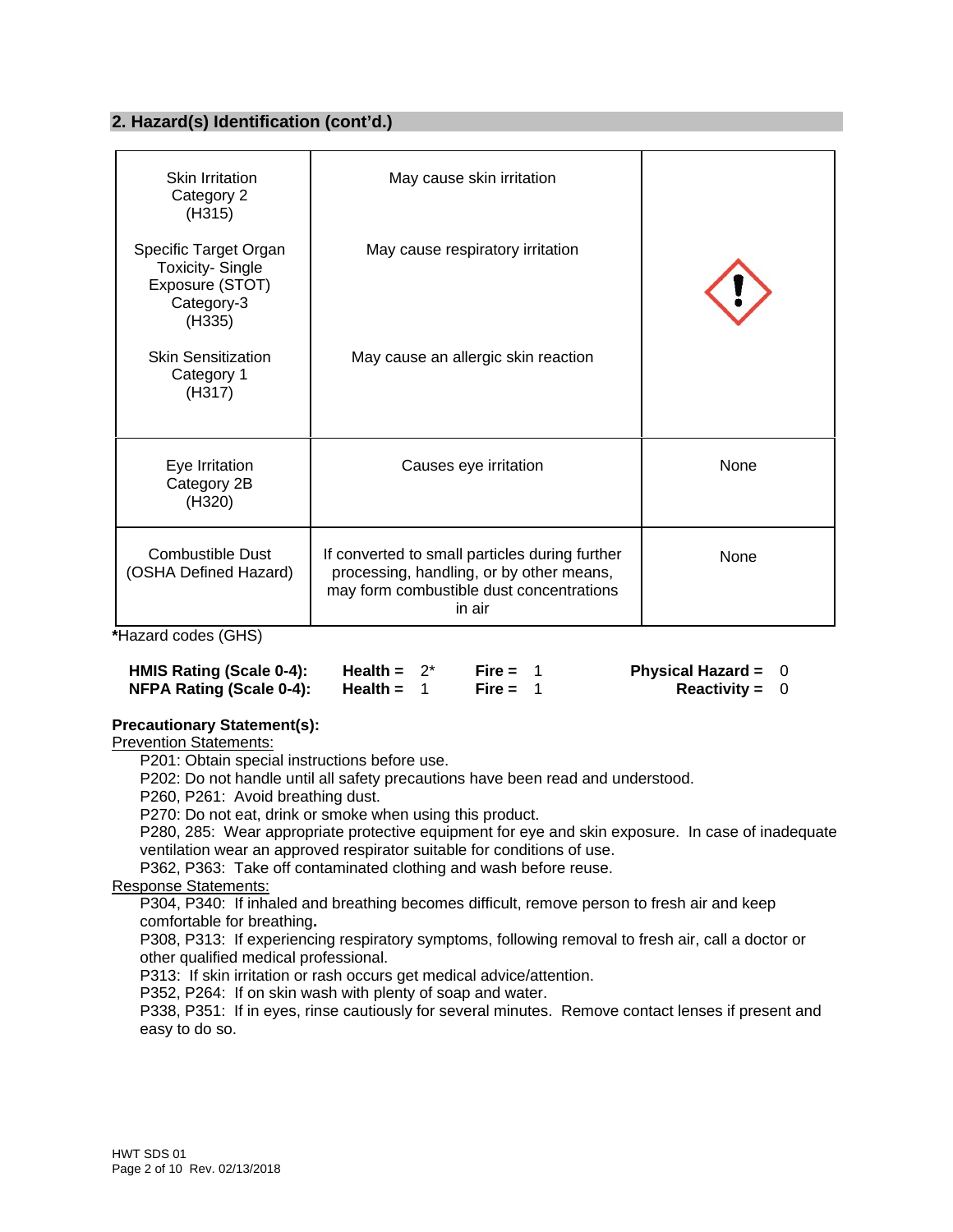## 2. Hazard(s) Identification (cont'd.)

| | | |
|---|---|---|
| Skin Irritation Category 2 (H315)<br><br>Specific Target Organ Toxicity- Single Exposure (STOT) Category-3 (H335)<br><br>Skin Sensitization Category 1 (H317) | May cause skin irritation<br><br>May cause respiratory irritation<br><br>May cause an allergic skin reaction | |
| Eye Irritation Category 2B (H320) | Causes eye irritation | None |
| Combustible Dust (OSHA Defined Hazard) | If converted to small particles during further processing, handling, or by other means, may form combustible dust concentrations in air | None |

***Hazard codes (GHS)**

| | | | |
|---|---|---|---|
| **HMIS Rating (Scale 0-4):** | **Health =** 2* | **Fire =** 1 | **Physical Hazard =** 0 |
| **NFPA Rating (Scale 0-4):** | **Health =** 1 | **Fire =** 1 | **Reactivity =** 0 |

**Precautionary Statement(s):**

Prevention Statements:

P201: Obtain special instructions before use.
P202: Do not handle until all safety precautions have been read and understood.
P260, P261: Avoid breathing dust.
P270: Do not eat, drink or smoke when using this product.
P280, 285: Wear appropriate protective equipment for eye and skin exposure. In case of inadequate ventilation wear an approved respirator suitable for conditions of use.
P362, P363: Take off contaminated clothing and wash before reuse.

Response Statements:

P304, P340: If inhaled and breathing becomes difficult, remove person to fresh air and keep comfortable for breathing**.**
P308, P313: If experiencing respiratory symptoms, following removal to fresh air, call a doctor or other qualified medical professional.
P313: If skin irritation or rash occurs get medical advice/attention.
P352, P264: If on skin wash with plenty of soap and water.
P338, P351: If in eyes, rinse cautiously for several minutes. Remove contact lenses if present and easy to do so.

HWT SDS 01
Rev. 02/13/2018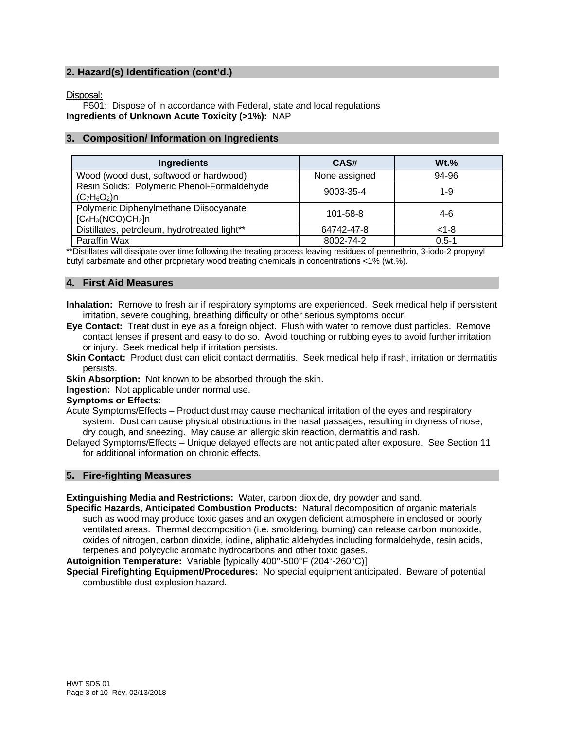## 2. Hazard(s) Identification (cont'd.)

Disposal:

P501: Dispose of in accordance with Federal, state and local regulations

**Ingredients of Unknown Acute Toxicity (>1%):** NAP

## 3. Composition/ Information on Ingredients

| Ingredients | CAS# | Wt.% |
|---|---|---|
| Wood (wood dust, softwood or hardwood) | None assigned | 94-96 |
| Resin Solids: Polymeric Phenol-Formaldehyde $(C_7H_6O_2)n$ | 9003-35-4 | 1-9 |
| Polymeric Diphenylmethane Diisocyanate $[C_6H_3(NCO)CH_2]n$ | 101-58-8 | 4-6 |
| Distillates, petroleum, hydrotreated light** | 64742-47-8 | <1-8 |
| Paraffin Wax | 8002-74-2 | 0.5-1 |

**Distillates will dissipate over time following the treating process leaving residues of permethrin, 3-iodo-2 propynyl butyl carbamate and other proprietary wood treating chemicals in concentrations <1% (wt.%).

## 4. First Aid Measures

**Inhalation:** Remove to fresh air if respiratory symptoms are experienced. Seek medical help if persistent irritation, severe coughing, breathing difficulty or other serious symptoms occur.

**Eye Contact:** Treat dust in eye as a foreign object. Flush with water to remove dust particles. Remove contact lenses if present and easy to do so. Avoid touching or rubbing eyes to avoid further irritation or injury. Seek medical help if irritation persists.

**Skin Contact:** Product dust can elicit contact dermatitis. Seek medical help if rash, irritation or dermatitis persists.

**Skin Absorption:** Not known to be absorbed through the skin.

**Ingestion:** Not applicable under normal use.

**Symptoms or Effects:**

Acute Symptoms/Effects – Product dust may cause mechanical irritation of the eyes and respiratory system. Dust can cause physical obstructions in the nasal passages, resulting in dryness of nose, dry cough, and sneezing. May cause an allergic skin reaction, dermatitis and rash.

Delayed Symptoms/Effects – Unique delayed effects are not anticipated after exposure. See Section 11 for additional information on chronic effects.

## 5. Fire-fighting Measures

**Extinguishing Media and Restrictions:** Water, carbon dioxide, dry powder and sand.

**Specific Hazards, Anticipated Combustion Products:** Natural decomposition of organic materials such as wood may produce toxic gases and an oxygen deficient atmosphere in enclosed or poorly ventilated areas. Thermal decomposition (i.e. smoldering, burning) can release carbon monoxide, oxides of nitrogen, carbon dioxide, iodine, aliphatic aldehydes including formaldehyde, resin acids, terpenes and polycyclic aromatic hydrocarbons and other toxic gases.

**Autoignition Temperature:** Variable [typically 400°-500°F (204°-260°C)]

**Special Firefighting Equipment/Procedures:** No special equipment anticipated. Beware of potential combustible dust explosion hazard.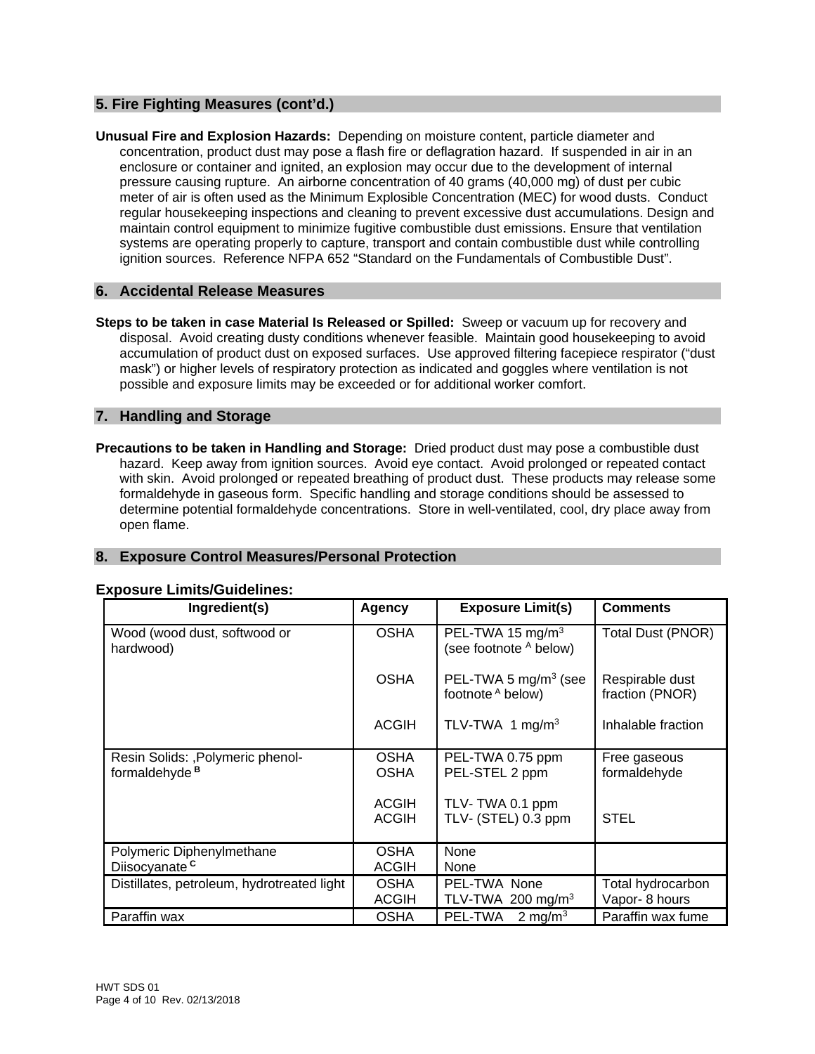## 5. Fire Fighting Measures (cont'd.)

**Unusual Fire and Explosion Hazards:** Depending on moisture content, particle diameter and concentration, product dust may pose a flash fire or deflagration hazard. If suspended in air in an enclosure or container and ignited, an explosion may occur due to the development of internal pressure causing rupture. An airborne concentration of 40 grams (40,000 mg) of dust per cubic meter of air is often used as the Minimum Explosible Concentration (MEC) for wood dusts. Conduct regular housekeeping inspections and cleaning to prevent excessive dust accumulations. Design and maintain control equipment to minimize fugitive combustible dust emissions. Ensure that ventilation systems are operating properly to capture, transport and contain combustible dust while controlling ignition sources. Reference NFPA 652 "Standard on the Fundamentals of Combustible Dust".

## 6. Accidental Release Measures

**Steps to be taken in case Material Is Released or Spilled:** Sweep or vacuum up for recovery and disposal. Avoid creating dusty conditions whenever feasible. Maintain good housekeeping to avoid accumulation of product dust on exposed surfaces. Use approved filtering facepiece respirator ("dust mask") or higher levels of respiratory protection as indicated and goggles where ventilation is not possible and exposure limits may be exceeded or for additional worker comfort.

## 7. Handling and Storage

**Precautions to be taken in Handling and Storage:** Dried product dust may pose a combustible dust hazard. Keep away from ignition sources. Avoid eye contact. Avoid prolonged or repeated contact with skin. Avoid prolonged or repeated breathing of product dust. These products may release some formaldehyde in gaseous form. Specific handling and storage conditions should be assessed to determine potential formaldehyde concentrations. Store in well-ventilated, cool, dry place away from open flame.

## 8. Exposure Control Measures/Personal Protection

**Exposure Limits/Guidelines:**

| Ingredient(s) | Agency | Exposure Limit(s) | Comments |
|---|---|---|---|
| Wood (wood dust, softwood or hardwood) | OSHA | PEL-TWA 15 mg/m³ (see footnote [A] below) | Total Dust (PNOR) |
| | OSHA | PEL-TWA 5 mg/m³ (see footnote [A] below) | Respirable dust fraction (PNOR) |
| | ACGIH | TLV-TWA 1 mg/m³ | Inhalable fraction |
| Resin Solids: ,Polymeric phenol-formaldehyde [B] | OSHA<br>OSHA | PEL-TWA 0.75 ppm<br>PEL-STEL 2 ppm | Free gaseous formaldehyde |
| | ACGIH<br>ACGIH | TLV- TWA 0.1 ppm<br>TLV- (STEL) 0.3 ppm | STEL |
| Polymeric Diphenylmethane Diisocyanate [C] | OSHA<br>ACGIH | None<br>None | |
| Distillates, petroleum, hydrotreated light | OSHA<br>ACGIH | PEL-TWA None<br>TLV-TWA 200 mg/m³ | Total hydrocarbon Vapor- 8 hours |
| Paraffin wax | OSHA | PEL-TWA 2 mg/m³ | Paraffin wax fume |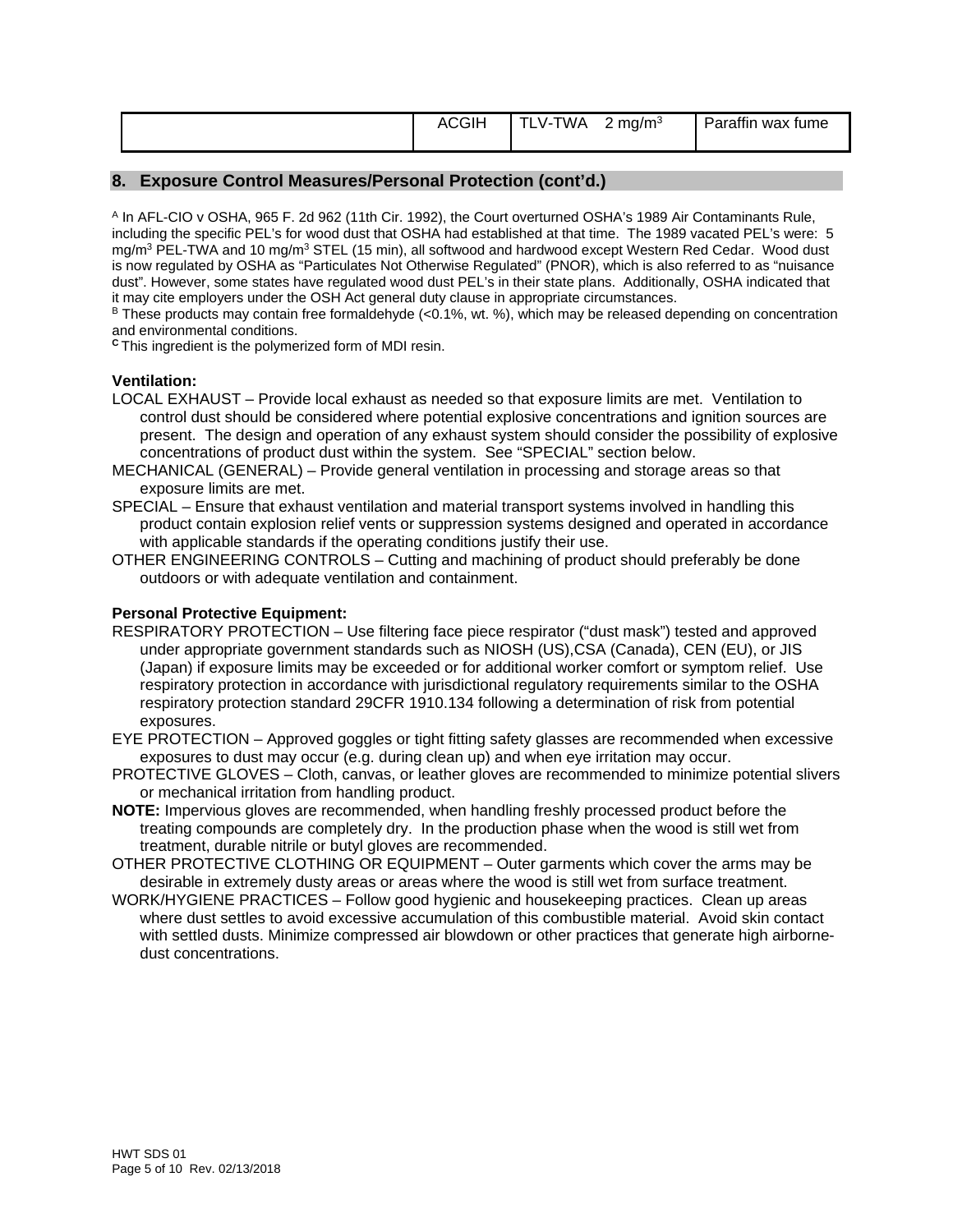|  | ACGIH | TLV-TWA 2 mg/m$^3$ | Paraffin wax fume |
|---|---|---|---|

## 8. Exposure Control Measures/Personal Protection (cont'd.)

[A] In AFL-CIO v OSHA, 965 F. 2d 962 (11th Cir. 1992), the Court overturned OSHA's 1989 Air Contaminants Rule, including the specific PEL's for wood dust that OSHA had established at that time. The 1989 vacated PEL's were: 5 mg/m$^3$ PEL-TWA and 10 mg/m$^3$ STEL (15 min), all softwood and hardwood except Western Red Cedar. Wood dust is now regulated by OSHA as "Particulates Not Otherwise Regulated" (PNOR), which is also referred to as "nuisance dust". However, some states have regulated wood dust PEL's in their state plans. Additionally, OSHA indicated that it may cite employers under the OSH Act general duty clause in appropriate circumstances.

[B] These products may contain free formaldehyde (<0.1%, wt. %), which may be released depending on concentration and environmental conditions.

[C] This ingredient is the polymerized form of MDI resin.

**Ventilation:**

LOCAL EXHAUST – Provide local exhaust as needed so that exposure limits are met. Ventilation to control dust should be considered where potential explosive concentrations and ignition sources are present. The design and operation of any exhaust system should consider the possibility of explosive concentrations of product dust within the system. See "SPECIAL" section below.

MECHANICAL (GENERAL) – Provide general ventilation in processing and storage areas so that exposure limits are met.

SPECIAL – Ensure that exhaust ventilation and material transport systems involved in handling this product contain explosion relief vents or suppression systems designed and operated in accordance with applicable standards if the operating conditions justify their use.

OTHER ENGINEERING CONTROLS – Cutting and machining of product should preferably be done outdoors or with adequate ventilation and containment.

**Personal Protective Equipment:**

RESPIRATORY PROTECTION – Use filtering face piece respirator ("dust mask") tested and approved under appropriate government standards such as NIOSH (US),CSA (Canada), CEN (EU), or JIS (Japan) if exposure limits may be exceeded or for additional worker comfort or symptom relief. Use respiratory protection in accordance with jurisdictional regulatory requirements similar to the OSHA respiratory protection standard 29CFR 1910.134 following a determination of risk from potential exposures.

EYE PROTECTION – Approved goggles or tight fitting safety glasses are recommended when excessive exposures to dust may occur (e.g. during clean up) and when eye irritation may occur.

PROTECTIVE GLOVES – Cloth, canvas, or leather gloves are recommended to minimize potential slivers or mechanical irritation from handling product.

**NOTE:** Impervious gloves are recommended, when handling freshly processed product before the treating compounds are completely dry. In the production phase when the wood is still wet from treatment, durable nitrile or butyl gloves are recommended.

OTHER PROTECTIVE CLOTHING OR EQUIPMENT – Outer garments which cover the arms may be desirable in extremely dusty areas or areas where the wood is still wet from surface treatment.

WORK/HYGIENE PRACTICES – Follow good hygienic and housekeeping practices. Clean up areas where dust settles to avoid excessive accumulation of this combustible material. Avoid skin contact with settled dusts. Minimize compressed air blowdown or other practices that generate high airborne-dust concentrations.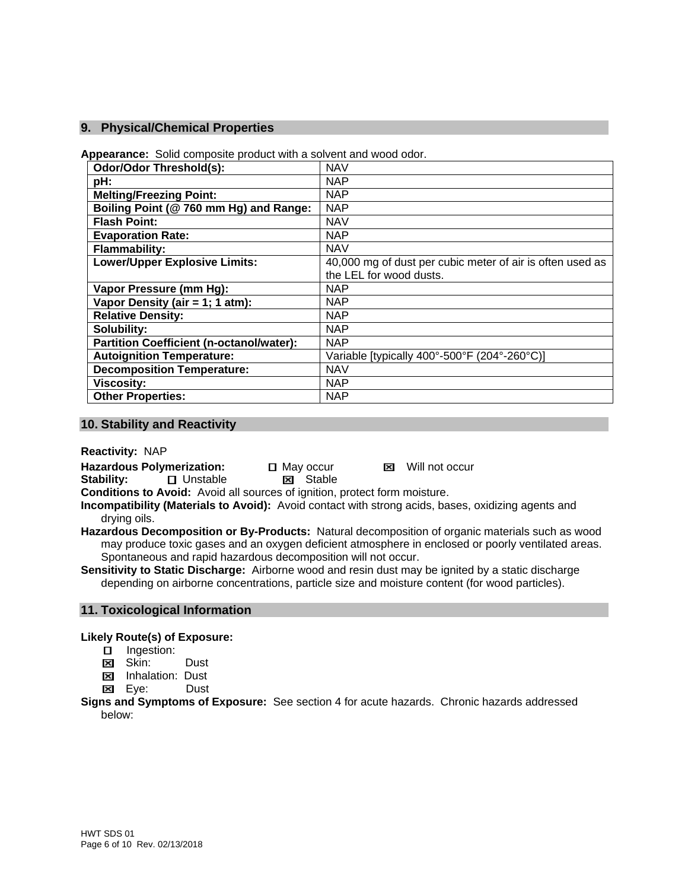## 9. Physical/Chemical Properties

**Appearance:** Solid composite product with a solvent and wood odor.

| | |
|---|---|
| **Odor/Odor Threshold(s):** | NAV |
| **pH:** | NAP |
| **Melting/Freezing Point:** | NAP |
| **Boiling Point (@ 760 mm Hg) and Range:** | NAP |
| **Flash Point:** | NAV |
| **Evaporation Rate:** | NAP |
| **Flammability:** | NAV |
| **Lower/Upper Explosive Limits:** | 40,000 mg of dust per cubic meter of air is often used as the LEL for wood dusts. |
| **Vapor Pressure (mm Hg):** | NAP |
| **Vapor Density (air = 1; 1 atm):** | NAP |
| **Relative Density:** | NAP |
| **Solubility:** | NAP |
| **Partition Coefficient (n-octanol/water):** | NAP |
| **Autoignition Temperature:** | Variable [typically 400°-500°F (204°-260°C)] |
| **Decomposition Temperature:** | NAV |
| **Viscosity:** | NAP |
| **Other Properties:** | NAP |

## 10. Stability and Reactivity

**Reactivity:** NAP

**Hazardous Polymerization:** ☐ May occur ☒ Will not occur

**Stability:** ☐ Unstable ☒ Stable

**Conditions to Avoid:** Avoid all sources of ignition, protect form moisture.

**Incompatibility (Materials to Avoid):** Avoid contact with strong acids, bases, oxidizing agents and drying oils.

**Hazardous Decomposition or By-Products:** Natural decomposition of organic materials such as wood may produce toxic gases and an oxygen deficient atmosphere in enclosed or poorly ventilated areas. Spontaneous and rapid hazardous decomposition will not occur.

**Sensitivity to Static Discharge:** Airborne wood and resin dust may be ignited by a static discharge depending on airborne concentrations, particle size and moisture content (for wood particles).

## 11. Toxicological Information

**Likely Route(s) of Exposure:**

- ☐ Ingestion:
- ☒ Skin: Dust
- ☒ Inhalation: Dust
- ☒ Eye: Dust

**Signs and Symptoms of Exposure:** See section 4 for acute hazards. Chronic hazards addressed below: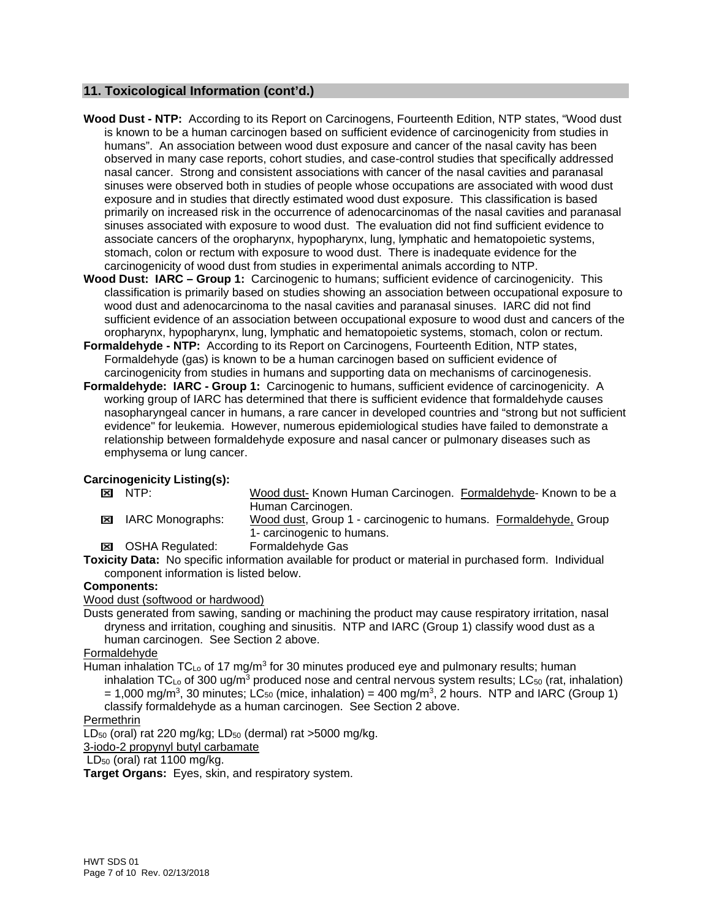## 11. Toxicological Information (cont'd.)

**Wood Dust - NTP:** According to its Report on Carcinogens, Fourteenth Edition, NTP states, "Wood dust is known to be a human carcinogen based on sufficient evidence of carcinogenicity from studies in humans". An association between wood dust exposure and cancer of the nasal cavity has been observed in many case reports, cohort studies, and case-control studies that specifically addressed nasal cancer. Strong and consistent associations with cancer of the nasal cavities and paranasal sinuses were observed both in studies of people whose occupations are associated with wood dust exposure and in studies that directly estimated wood dust exposure. This classification is based primarily on increased risk in the occurrence of adenocarcinomas of the nasal cavities and paranasal sinuses associated with exposure to wood dust. The evaluation did not find sufficient evidence to associate cancers of the oropharynx, hypopharynx, lung, lymphatic and hematopoietic systems, stomach, colon or rectum with exposure to wood dust. There is inadequate evidence for the carcinogenicity of wood dust from studies in experimental animals according to NTP.

**Wood Dust: IARC – Group 1:** Carcinogenic to humans; sufficient evidence of carcinogenicity. This classification is primarily based on studies showing an association between occupational exposure to wood dust and adenocarcinoma to the nasal cavities and paranasal sinuses. IARC did not find sufficient evidence of an association between occupational exposure to wood dust and cancers of the oropharynx, hypopharynx, lung, lymphatic and hematopoietic systems, stomach, colon or rectum.

**Formaldehyde - NTP:** According to its Report on Carcinogens, Fourteenth Edition, NTP states, Formaldehyde (gas) is known to be a human carcinogen based on sufficient evidence of carcinogenicity from studies in humans and supporting data on mechanisms of carcinogenesis.

**Formaldehyde: IARC - Group 1:** Carcinogenic to humans, sufficient evidence of carcinogenicity. A working group of IARC has determined that there is sufficient evidence that formaldehyde causes nasopharyngeal cancer in humans, a rare cancer in developed countries and "strong but not sufficient evidence" for leukemia. However, numerous epidemiological studies have failed to demonstrate a relationship between formaldehyde exposure and nasal cancer or pulmonary diseases such as emphysema or lung cancer.

**Carcinogenicity Listing(s):**

- ☒ NTP: Wood dust- Known Human Carcinogen. Formaldehyde- Known to be a Human Carcinogen.
- ☒ IARC Monographs: Wood dust, Group 1 - carcinogenic to humans. Formaldehyde, Group 1- carcinogenic to humans.
- ☒ OSHA Regulated: Formaldehyde Gas

**Toxicity Data:** No specific information available for product or material in purchased form. Individual component information is listed below.

**Components:**

Wood dust (softwood or hardwood)

Dusts generated from sawing, sanding or machining the product may cause respiratory irritation, nasal dryness and irritation, coughing and sinusitis. NTP and IARC (Group 1) classify wood dust as a human carcinogen. See Section 2 above.

Formaldehyde

Human inhalation $TC_{Lo}$ of 17 mg/m$^3$ for 30 minutes produced eye and pulmonary results; human inhalation $TC_{Lo}$ of 300 ug/m$^3$ produced nose and central nervous system results; $LC_{50}$ (rat, inhalation) = 1,000 mg/m$^3$, 30 minutes; $LC_{50}$ (mice, inhalation) = 400 mg/m$^3$, 2 hours. NTP and IARC (Group 1) classify formaldehyde as a human carcinogen. See Section 2 above.

Permethrin

$LD_{50}$ (oral) rat 220 mg/kg; $LD_{50}$ (dermal) rat >5000 mg/kg.

3-iodo-2 propynyl butyl carbamate

$LD_{50}$ (oral) rat 1100 mg/kg.

**Target Organs:** Eyes, skin, and respiratory system.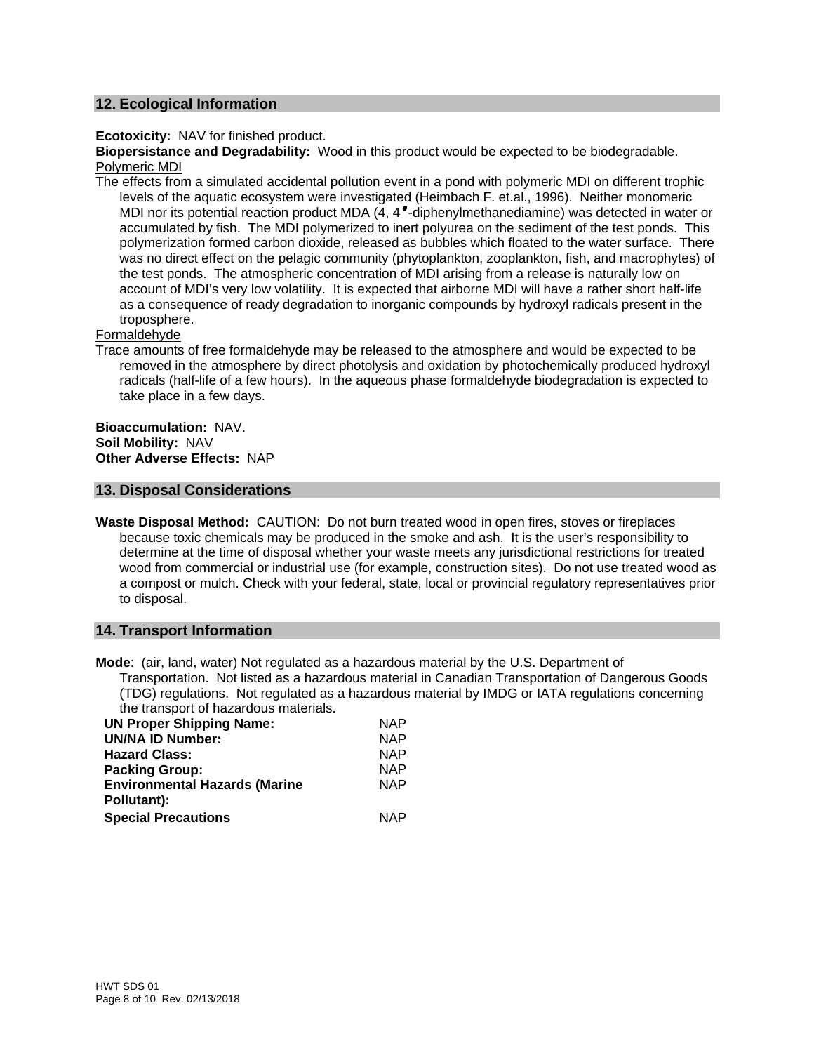## 12. Ecological Information

**Ecotoxicity:** NAV for finished product.

**Biopersistance and Degradability:** Wood in this product would be expected to be biodegradable.

Polymeric MDI

The effects from a simulated accidental pollution event in a pond with polymeric MDI on different trophic levels of the aquatic ecosystem were investigated (Heimbach F. et.al., 1996). Neither monomeric MDI nor its potential reaction product MDA (4, 4′-diphenylmethanediamine) was detected in water or accumulated by fish. The MDI polymerized to inert polyurea on the sediment of the test ponds. This polymerization formed carbon dioxide, released as bubbles which floated to the water surface. There was no direct effect on the pelagic community (phytoplankton, zooplankton, fish, and macrophytes) of the test ponds. The atmospheric concentration of MDI arising from a release is naturally low on account of MDI's very low volatility. It is expected that airborne MDI will have a rather short half-life as a consequence of ready degradation to inorganic compounds by hydroxyl radicals present in the troposphere.

Formaldehyde

Trace amounts of free formaldehyde may be released to the atmosphere and would be expected to be removed in the atmosphere by direct photolysis and oxidation by photochemically produced hydroxyl radicals (half-life of a few hours). In the aqueous phase formaldehyde biodegradation is expected to take place in a few days.

**Bioaccumulation:** NAV.
**Soil Mobility:** NAV
**Other Adverse Effects:** NAP

## 13. Disposal Considerations

**Waste Disposal Method:** CAUTION: Do not burn treated wood in open fires, stoves or fireplaces because toxic chemicals may be produced in the smoke and ash. It is the user's responsibility to determine at the time of disposal whether your waste meets any jurisdictional restrictions for treated wood from commercial or industrial use (for example, construction sites). Do not use treated wood as a compost or mulch. Check with your federal, state, local or provincial regulatory representatives prior to disposal.

## 14. Transport Information

**Mode**: (air, land, water) Not regulated as a hazardous material by the U.S. Department of Transportation. Not listed as a hazardous material in Canadian Transportation of Dangerous Goods (TDG) regulations. Not regulated as a hazardous material by IMDG or IATA regulations concerning the transport of hazardous materials.

| | |
|---|---|
| **UN Proper Shipping Name:** | NAP |
| **UN/NA ID Number:** | NAP |
| **Hazard Class:** | NAP |
| **Packing Group:** | NAP |
| **Environmental Hazards (Marine Pollutant):** | NAP |
| **Special Precautions** | NAP |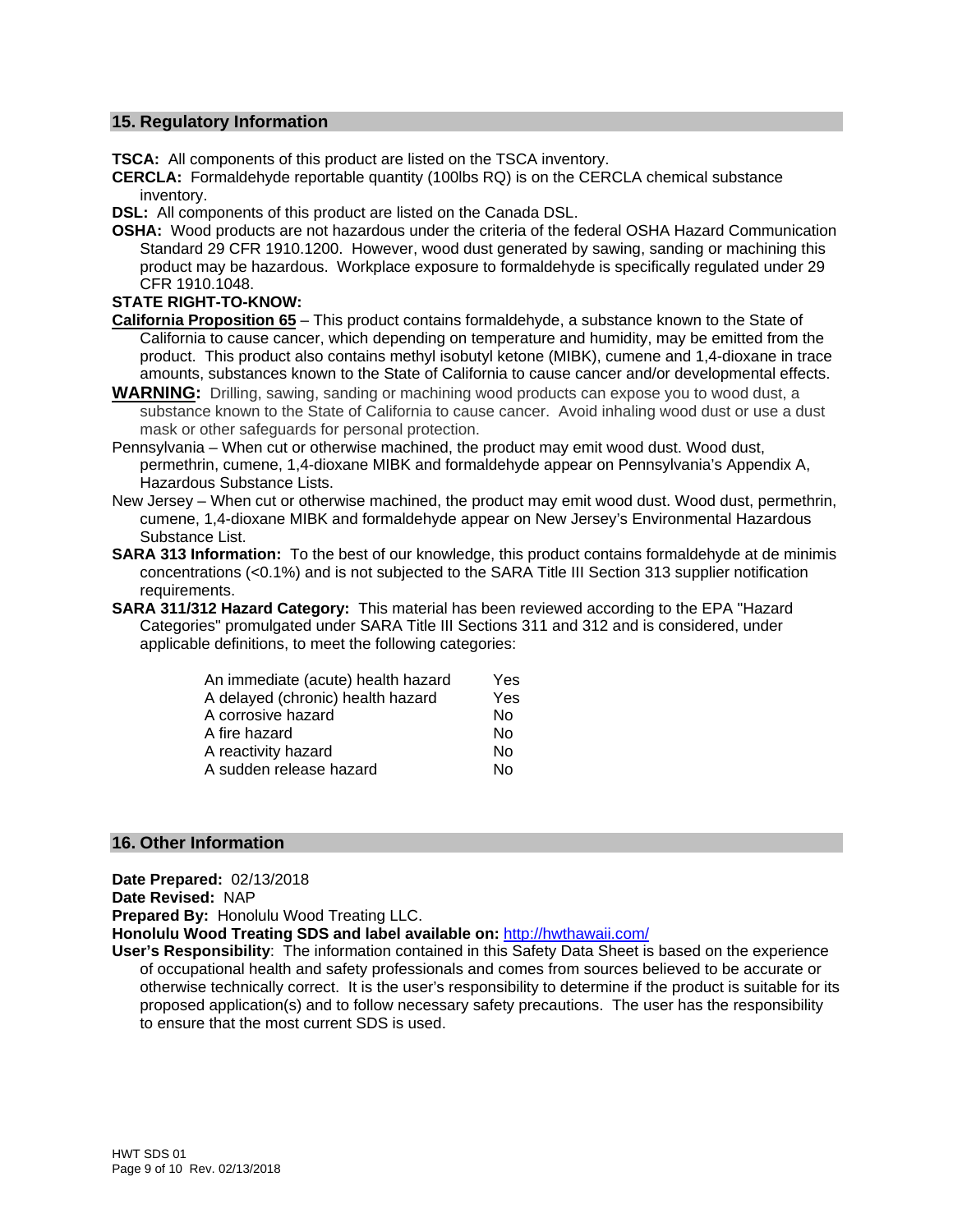## 15. Regulatory Information

**TSCA:** All components of this product are listed on the TSCA inventory.

**CERCLA:** Formaldehyde reportable quantity (100lbs RQ) is on the CERCLA chemical substance inventory.

**DSL:** All components of this product are listed on the Canada DSL.

**OSHA:** Wood products are not hazardous under the criteria of the federal OSHA Hazard Communication Standard 29 CFR 1910.1200. However, wood dust generated by sawing, sanding or machining this product may be hazardous. Workplace exposure to formaldehyde is specifically regulated under 29 CFR 1910.1048.

**STATE RIGHT-TO-KNOW:**

**California Proposition 65** – This product contains formaldehyde, a substance known to the State of California to cause cancer, which depending on temperature and humidity, may be emitted from the product. This product also contains methyl isobutyl ketone (MIBK), cumene and 1,4-dioxane in trace amounts, substances known to the State of California to cause cancer and/or developmental effects.

**WARNING:** Drilling, sawing, sanding or machining wood products can expose you to wood dust, a substance known to the State of California to cause cancer. Avoid inhaling wood dust or use a dust mask or other safeguards for personal protection.

Pennsylvania – When cut or otherwise machined, the product may emit wood dust. Wood dust, permethrin, cumene, 1,4-dioxane MIBK and formaldehyde appear on Pennsylvania's Appendix A, Hazardous Substance Lists.

New Jersey – When cut or otherwise machined, the product may emit wood dust. Wood dust, permethrin, cumene, 1,4-dioxane MIBK and formaldehyde appear on New Jersey's Environmental Hazardous Substance List.

**SARA 313 Information:** To the best of our knowledge, this product contains formaldehyde at de minimis concentrations (<0.1%) and is not subjected to the SARA Title III Section 313 supplier notification requirements.

**SARA 311/312 Hazard Category:** This material has been reviewed according to the EPA "Hazard Categories" promulgated under SARA Title III Sections 311 and 312 and is considered, under applicable definitions, to meet the following categories:

| | |
|---|---|
| An immediate (acute) health hazard | Yes |
| A delayed (chronic) health hazard | Yes |
| A corrosive hazard | No |
| A fire hazard | No |
| A reactivity hazard | No |
| A sudden release hazard | No |

## 16. Other Information

**Date Prepared:** 02/13/2018

**Date Revised:** NAP

**Prepared By:** Honolulu Wood Treating LLC.

**Honolulu Wood Treating SDS and label available on:** http://hwthawaii.com/

**User's Responsibility**: The information contained in this Safety Data Sheet is based on the experience of occupational health and safety professionals and comes from sources believed to be accurate or otherwise technically correct. It is the user's responsibility to determine if the product is suitable for its proposed application(s) and to follow necessary safety precautions. The user has the responsibility to ensure that the most current SDS is used.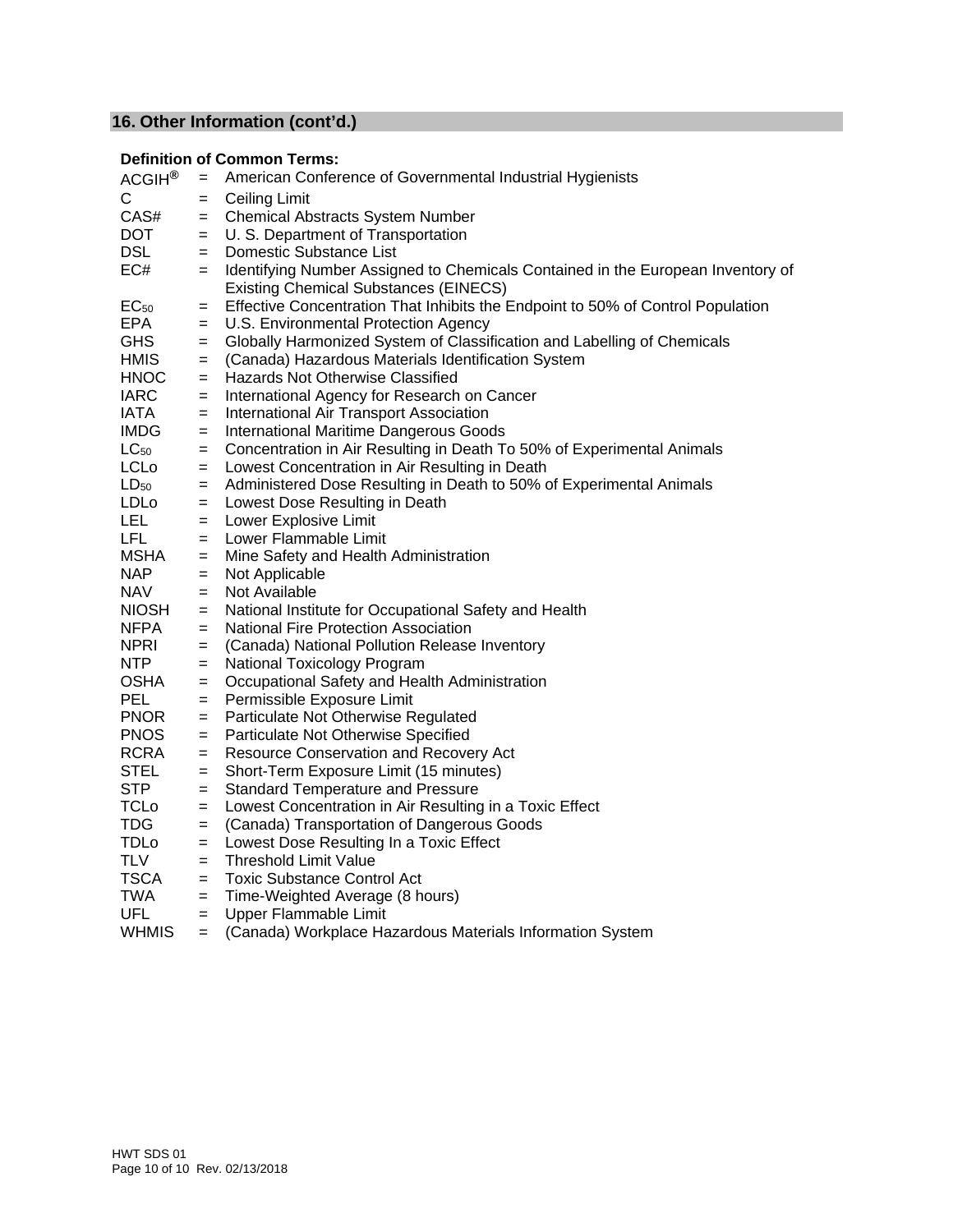## 16. Other Information (cont'd.)

**Definition of Common Terms:**

| | | |
|---|---|---|
| ACGIH® | = | American Conference of Governmental Industrial Hygienists |
| C | = | Ceiling Limit |
| CAS# | = | Chemical Abstracts System Number |
| DOT | = | U. S. Department of Transportation |
| DSL | = | Domestic Substance List |
| EC# | = | Identifying Number Assigned to Chemicals Contained in the European Inventory of Existing Chemical Substances (EINECS) |
| $EC_{50}$ | = | Effective Concentration That Inhibits the Endpoint to 50% of Control Population |
| EPA | = | U.S. Environmental Protection Agency |
| GHS | = | Globally Harmonized System of Classification and Labelling of Chemicals |
| HMIS | = | (Canada) Hazardous Materials Identification System |
| HNOC | = | Hazards Not Otherwise Classified |
| IARC | = | International Agency for Research on Cancer |
| IATA | = | International Air Transport Association |
| IMDG | = | International Maritime Dangerous Goods |
| $LC_{50}$ | = | Concentration in Air Resulting in Death To 50% of Experimental Animals |
| LCLo | = | Lowest Concentration in Air Resulting in Death |
| $LD_{50}$ | = | Administered Dose Resulting in Death to 50% of Experimental Animals |
| LDLo | = | Lowest Dose Resulting in Death |
| LEL | = | Lower Explosive Limit |
| LFL | = | Lower Flammable Limit |
| MSHA | = | Mine Safety and Health Administration |
| NAP | = | Not Applicable |
| NAV | = | Not Available |
| NIOSH | = | National Institute for Occupational Safety and Health |
| NFPA | = | National Fire Protection Association |
| NPRI | = | (Canada) National Pollution Release Inventory |
| NTP | = | National Toxicology Program |
| OSHA | = | Occupational Safety and Health Administration |
| PEL | = | Permissible Exposure Limit |
| PNOR | = | Particulate Not Otherwise Regulated |
| PNOS | = | Particulate Not Otherwise Specified |
| RCRA | = | Resource Conservation and Recovery Act |
| STEL | = | Short-Term Exposure Limit (15 minutes) |
| STP | = | Standard Temperature and Pressure |
| TCLo | = | Lowest Concentration in Air Resulting in a Toxic Effect |
| TDG | = | (Canada) Transportation of Dangerous Goods |
| TDLo | = | Lowest Dose Resulting In a Toxic Effect |
| TLV | = | Threshold Limit Value |
| TSCA | = | Toxic Substance Control Act |
| TWA | = | Time-Weighted Average (8 hours) |
| UFL | = | Upper Flammable Limit |
| WHMIS | = | (Canada) Workplace Hazardous Materials Information System |

HWT SDS 01
Rev. 02/13/2018